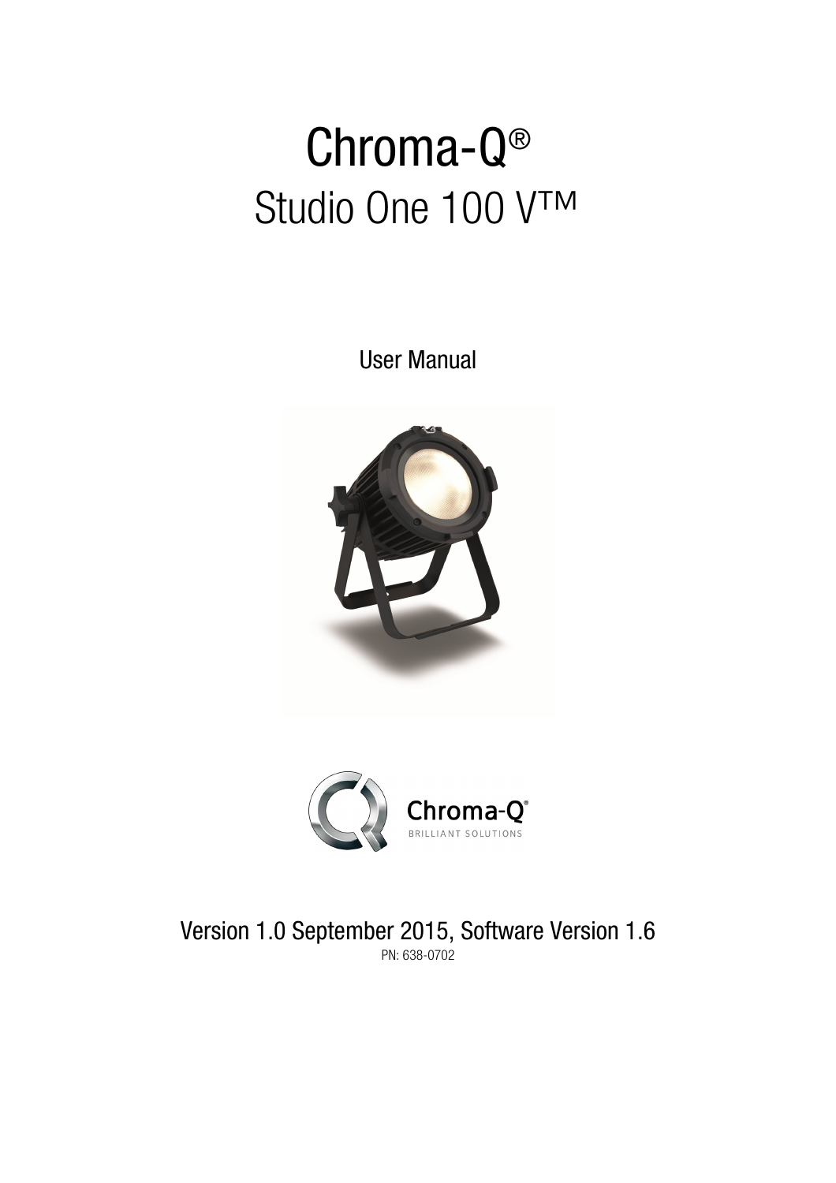# Chroma-Q®

## Studio One 100 V™

User Manual

Chroma-Q®
BRILLIANT SOLUTIONS

Version 1.0 September 2015, Software Version 1.6

PN: 638-0702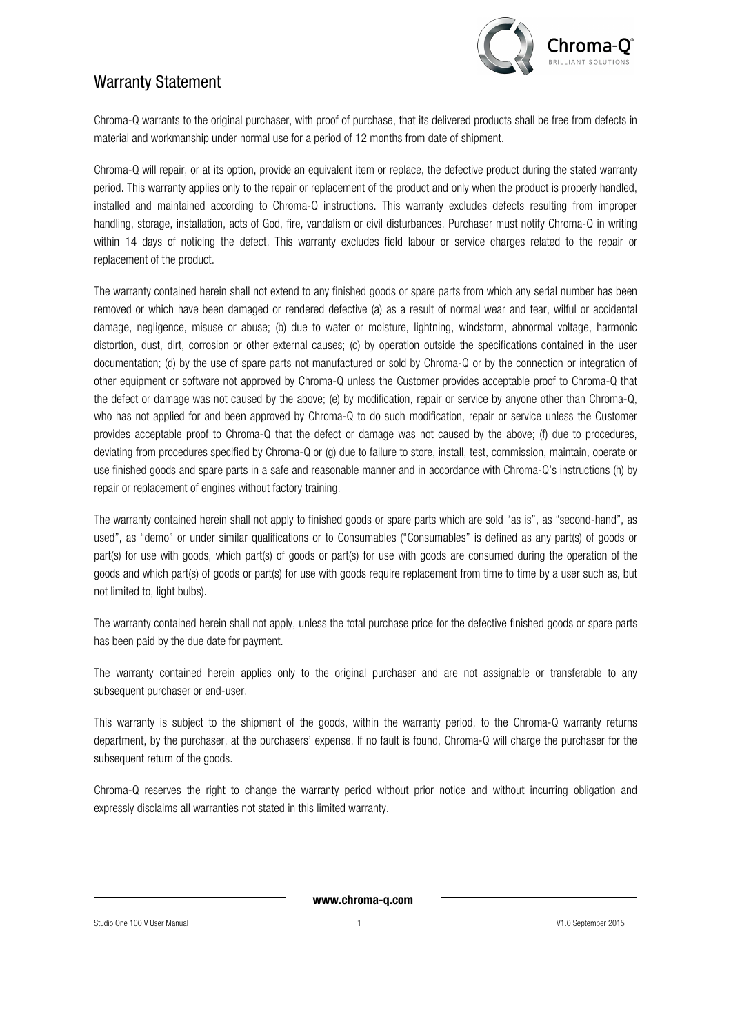# Warranty Statement

Chroma-Q warrants to the original purchaser, with proof of purchase, that its delivered products shall be free from defects in material and workmanship under normal use for a period of 12 months from date of shipment.

Chroma-Q will repair, or at its option, provide an equivalent item or replace, the defective product during the stated warranty period. This warranty applies only to the repair or replacement of the product and only when the product is properly handled, installed and maintained according to Chroma-Q instructions. This warranty excludes defects resulting from improper handling, storage, installation, acts of God, fire, vandalism or civil disturbances. Purchaser must notify Chroma-Q in writing within 14 days of noticing the defect. This warranty excludes field labour or service charges related to the repair or replacement of the product.

The warranty contained herein shall not extend to any finished goods or spare parts from which any serial number has been removed or which have been damaged or rendered defective (a) as a result of normal wear and tear, wilful or accidental damage, negligence, misuse or abuse; (b) due to water or moisture, lightning, windstorm, abnormal voltage, harmonic distortion, dust, dirt, corrosion or other external causes; (c) by operation outside the specifications contained in the user documentation; (d) by the use of spare parts not manufactured or sold by Chroma-Q or by the connection or integration of other equipment or software not approved by Chroma-Q unless the Customer provides acceptable proof to Chroma-Q that the defect or damage was not caused by the above; (e) by modification, repair or service by anyone other than Chroma-Q, who has not applied for and been approved by Chroma-Q to do such modification, repair or service unless the Customer provides acceptable proof to Chroma-Q that the defect or damage was not caused by the above; (f) due to procedures, deviating from procedures specified by Chroma-Q or (g) due to failure to store, install, test, commission, maintain, operate or use finished goods and spare parts in a safe and reasonable manner and in accordance with Chroma-Q's instructions (h) by repair or replacement of engines without factory training.

The warranty contained herein shall not apply to finished goods or spare parts which are sold "as is", as "second-hand", as used", as "demo" or under similar qualifications or to Consumables ("Consumables" is defined as any part(s) of goods or part(s) for use with goods, which part(s) of goods or part(s) for use with goods are consumed during the operation of the goods and which part(s) of goods or part(s) for use with goods require replacement from time to time by a user such as, but not limited to, light bulbs).

The warranty contained herein shall not apply, unless the total purchase price for the defective finished goods or spare parts has been paid by the due date for payment.

The warranty contained herein applies only to the original purchaser and are not assignable or transferable to any subsequent purchaser or end-user.

This warranty is subject to the shipment of the goods, within the warranty period, to the Chroma-Q warranty returns department, by the purchaser, at the purchasers' expense. If no fault is found, Chroma-Q will charge the purchaser for the subsequent return of the goods.

Chroma-Q reserves the right to change the warranty period without prior notice and without incurring obligation and expressly disclaims all warranties not stated in this limited warranty.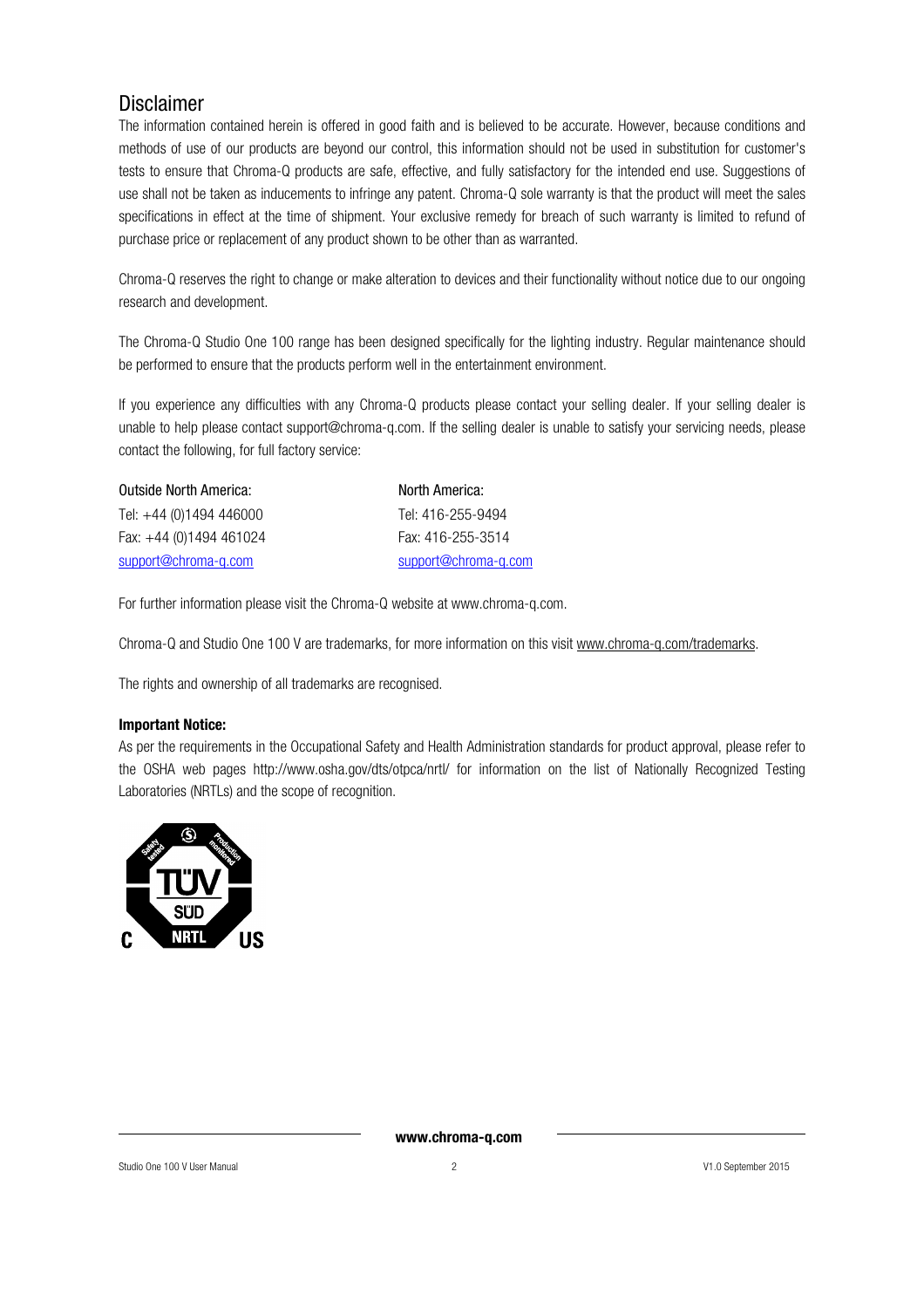# Disclaimer

The information contained herein is offered in good faith and is believed to be accurate. However, because conditions and methods of use of our products are beyond our control, this information should not be used in substitution for customer's tests to ensure that Chroma-Q products are safe, effective, and fully satisfactory for the intended end use. Suggestions of use shall not be taken as inducements to infringe any patent. Chroma-Q sole warranty is that the product will meet the sales specifications in effect at the time of shipment. Your exclusive remedy for breach of such warranty is limited to refund of purchase price or replacement of any product shown to be other than as warranted.

Chroma-Q reserves the right to change or make alteration to devices and their functionality without notice due to our ongoing research and development.

The Chroma-Q Studio One 100 range has been designed specifically for the lighting industry. Regular maintenance should be performed to ensure that the products perform well in the entertainment environment.

If you experience any difficulties with any Chroma-Q products please contact your selling dealer. If your selling dealer is unable to help please contact support@chroma-q.com. If the selling dealer is unable to satisfy your servicing needs, please contact the following, for full factory service:

| Outside North America: | North America: |
|---|---|
| Tel: +44 (0)1494 446000 | Tel: 416-255-9494 |
| Fax: +44 (0)1494 461024 | Fax: 416-255-3514 |
| support@chroma-q.com | support@chroma-q.com |

For further information please visit the Chroma-Q website at www.chroma-q.com.

Chroma-Q and Studio One 100 V are trademarks, for more information on this visit www.chroma-q.com/trademarks.

The rights and ownership of all trademarks are recognised.

**Important Notice:**

As per the requirements in the Occupational Safety and Health Administration standards for product approval, please refer to the OSHA web pages http://www.osha.gov/dts/otpca/nrtl/ for information on the list of Nationally Recognized Testing Laboratories (NRTLs) and the scope of recognition.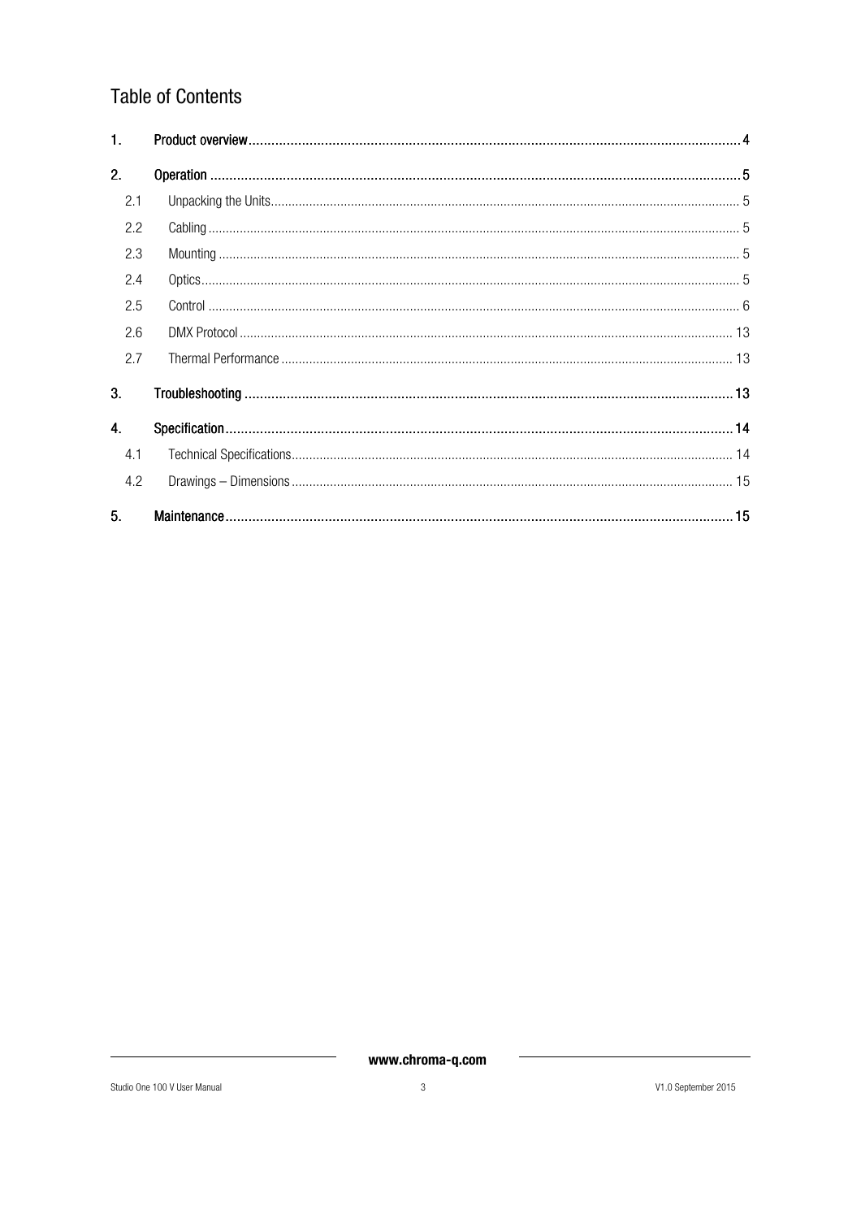# Table of Contents

1. Product overview ..... 4
2. Operation ..... 5
   - 2.1 Unpacking the Units ..... 5
   - 2.2 Cabling ..... 5
   - 2.3 Mounting ..... 5
   - 2.4 Optics ..... 5
   - 2.5 Control ..... 6
   - 2.6 DMX Protocol ..... 13
   - 2.7 Thermal Performance ..... 13
3. Troubleshooting ..... 13
4. Specification ..... 14
   - 4.1 Technical Specifications ..... 14
   - 4.2 Drawings – Dimensions ..... 15
5. Maintenance ..... 15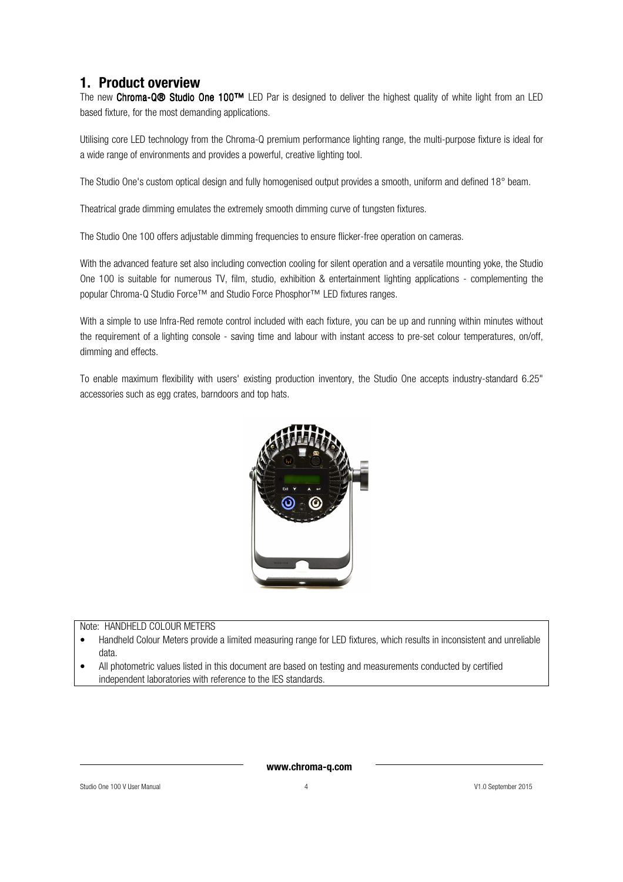## 1. Product overview

The new **Chroma-Q® Studio One 100™** LED Par is designed to deliver the highest quality of white light from an LED based fixture, for the most demanding applications.

Utilising core LED technology from the Chroma-Q premium performance lighting range, the multi-purpose fixture is ideal for a wide range of environments and provides a powerful, creative lighting tool.

The Studio One's custom optical design and fully homogenised output provides a smooth, uniform and defined 18° beam.

Theatrical grade dimming emulates the extremely smooth dimming curve of tungsten fixtures.

The Studio One 100 offers adjustable dimming frequencies to ensure flicker-free operation on cameras.

With the advanced feature set also including convection cooling for silent operation and a versatile mounting yoke, the Studio One 100 is suitable for numerous TV, film, studio, exhibition & entertainment lighting applications - complementing the popular Chroma-Q Studio Force™ and Studio Force Phosphor™ LED fixtures ranges.

With a simple to use Infra-Red remote control included with each fixture, you can be up and running within minutes without the requirement of a lighting console - saving time and labour with instant access to pre-set colour temperatures, on/off, dimming and effects.

To enable maximum flexibility with users' existing production inventory, the Studio One accepts industry-standard 6.25" accessories such as egg crates, barndoors and top hats.

Note: HANDHELD COLOUR METERS

- Handheld Colour Meters provide a limited measuring range for LED fixtures, which results in inconsistent and unreliable data.
- All photometric values listed in this document are based on testing and measurements conducted by certified independent laboratories with reference to the IES standards.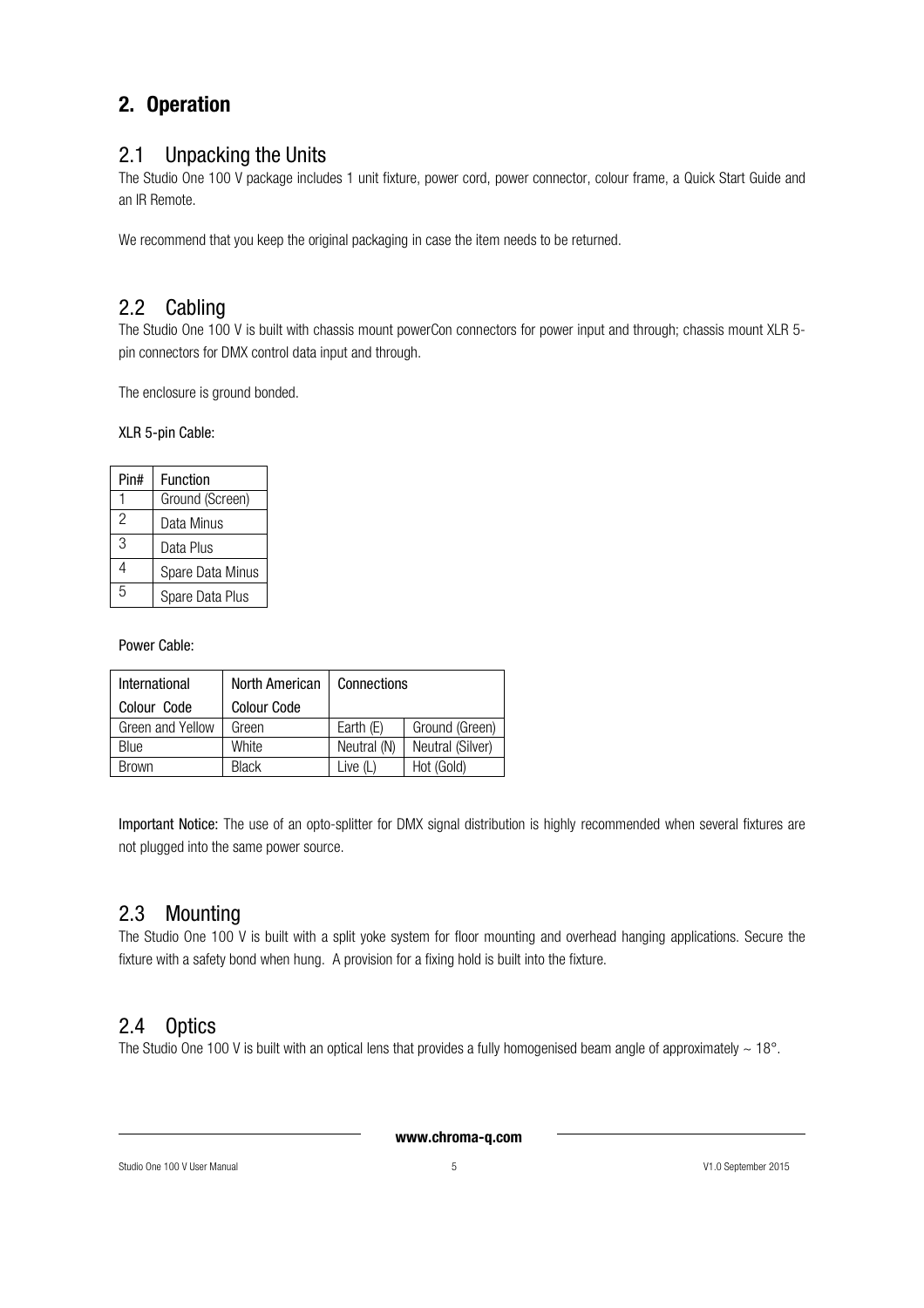## 2. Operation

### 2.1 Unpacking the Units

The Studio One 100 V package includes 1 unit fixture, power cord, power connector, colour frame, a Quick Start Guide and an IR Remote.

We recommend that you keep the original packaging in case the item needs to be returned.

### 2.2 Cabling

The Studio One 100 V is built with chassis mount powerCon connectors for power input and through; chassis mount XLR 5-pin connectors for DMX control data input and through.

The enclosure is ground bonded.

XLR 5-pin Cable:

| Pin# | Function |
|---|---|
| 1 | Ground (Screen) |
| 2 | Data Minus |
| 3 | Data Plus |
| 4 | Spare Data Minus |
| 5 | Spare Data Plus |

Power Cable:

| International Colour Code | North American Colour Code | Connections | |
|---|---|---|---|
| Green and Yellow | Green | Earth (E) | Ground (Green) |
| Blue | White | Neutral (N) | Neutral (Silver) |
| Brown | Black | Live (L) | Hot (Gold) |

Important Notice: The use of an opto-splitter for DMX signal distribution is highly recommended when several fixtures are not plugged into the same power source.

### 2.3 Mounting

The Studio One 100 V is built with a split yoke system for floor mounting and overhead hanging applications. Secure the fixture with a safety bond when hung. A provision for a fixing hold is built into the fixture.

### 2.4 Optics

The Studio One 100 V is built with an optical lens that provides a fully homogenised beam angle of approximately ~ 18°.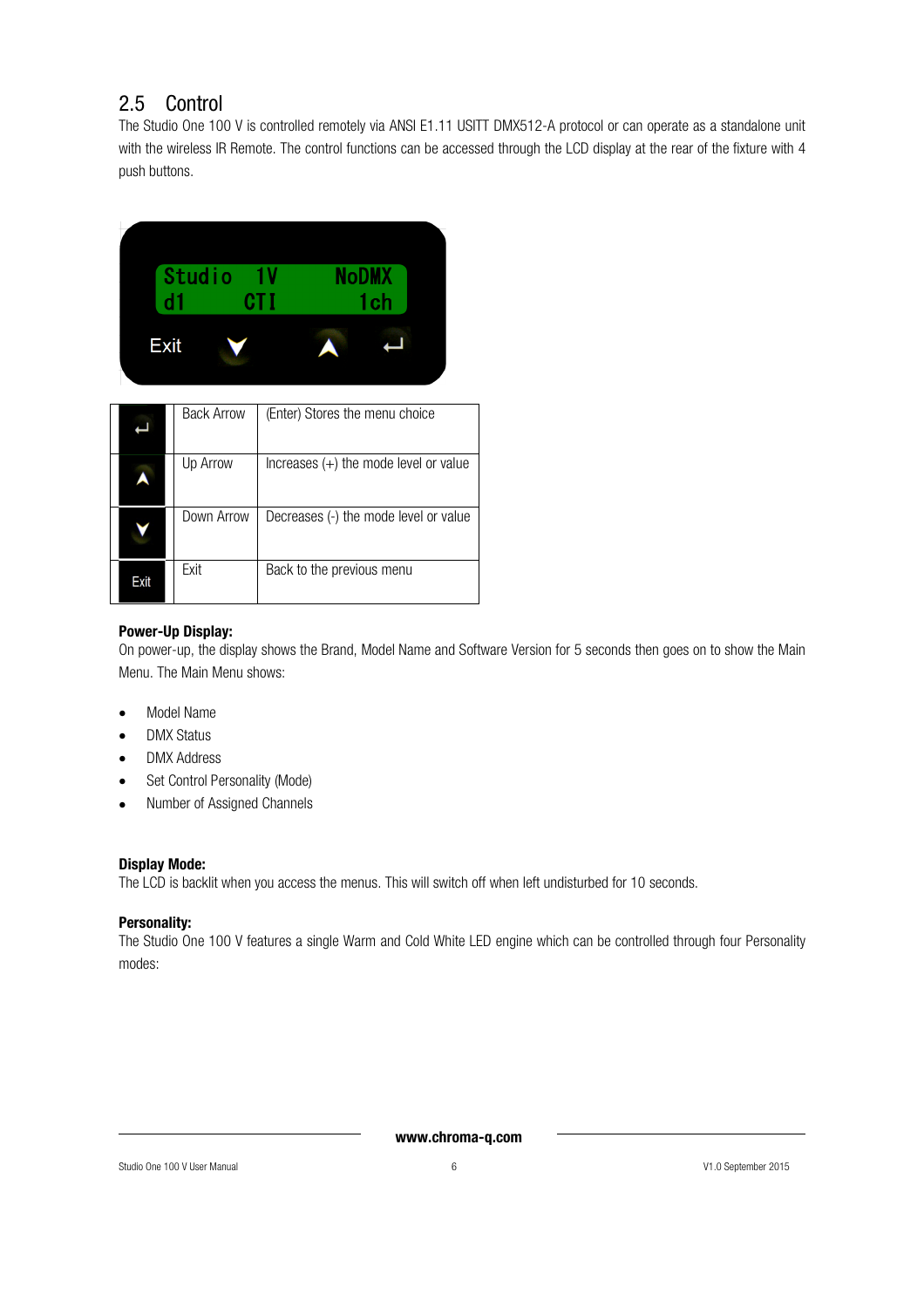## 2.5 Control

The Studio One 100 V is controlled remotely via ANSI E1.11 USITT DMX512-A protocol or can operate as a standalone unit with the wireless IR Remote. The control functions can be accessed through the LCD display at the rear of the fixture with 4 push buttons.

| | | |
|---|---|---|
| ↵ | Back Arrow | (Enter) Stores the menu choice |
| ⋀ | Up Arrow | Increases (+) the mode level or value |
| ⋁ | Down Arrow | Decreases (-) the mode level or value |
| Exit | Exit | Back to the previous menu |

**Power-Up Display:**

On power-up, the display shows the Brand, Model Name and Software Version for 5 seconds then goes on to show the Main Menu. The Main Menu shows:

- Model Name
- DMX Status
- DMX Address
- Set Control Personality (Mode)
- Number of Assigned Channels

**Display Mode:**

The LCD is backlit when you access the menus. This will switch off when left undisturbed for 10 seconds.

**Personality:**

The Studio One 100 V features a single Warm and Cold White LED engine which can be controlled through four Personality modes: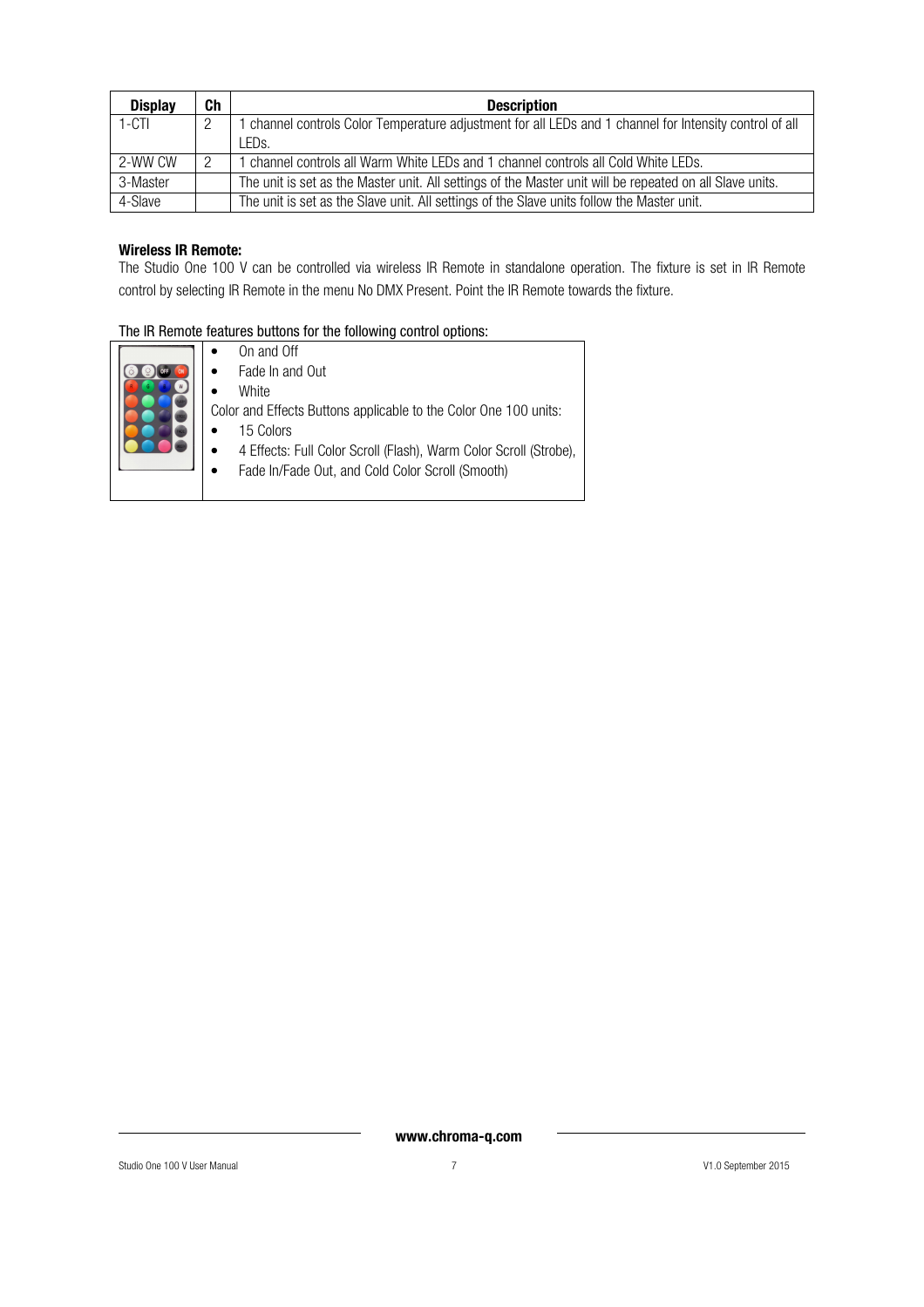| Display | Ch | Description |
|---|---|---|
| 1-CTI | 2 | 1 channel controls Color Temperature adjustment for all LEDs and 1 channel for Intensity control of all LEDs. |
| 2-WW CW | 2 | 1 channel controls all Warm White LEDs and 1 channel controls all Cold White LEDs. |
| 3-Master | | The unit is set as the Master unit. All settings of the Master unit will be repeated on all Slave units. |
| 4-Slave | | The unit is set as the Slave unit. All settings of the Slave units follow the Master unit. |

**Wireless IR Remote:**

The Studio One 100 V can be controlled via wireless IR Remote in standalone operation. The fixture is set in IR Remote control by selecting IR Remote in the menu No DMX Present. Point the IR Remote towards the fixture.

The IR Remote features buttons for the following control options:

- On and Off
- Fade In and Out
- White

Color and Effects Buttons applicable to the Color One 100 units:

- 15 Colors
- 4 Effects: Full Color Scroll (Flash), Warm Color Scroll (Strobe),
- Fade In/Fade Out, and Cold Color Scroll (Smooth)

**www.chroma-q.com**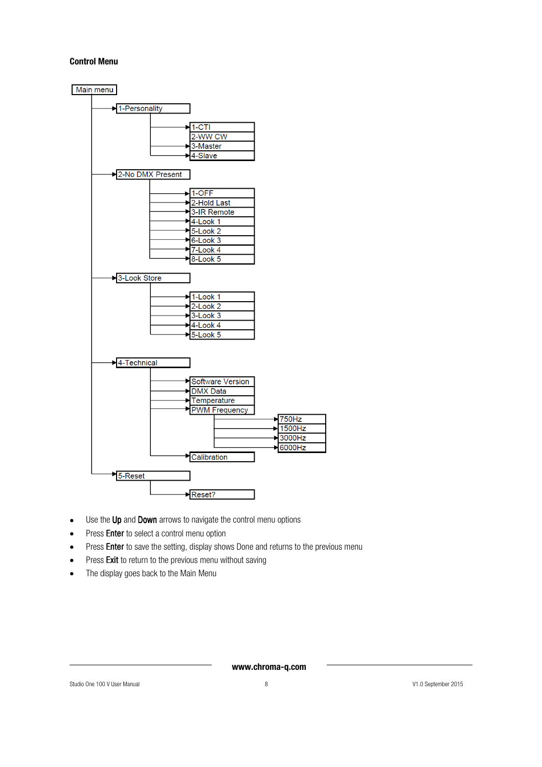### Control Menu

- Main menu
  - 1-Personality
    - 1-CTI
    - 2-WW CW
    - 3-Master
    - 4-Slave
  - 2-No DMX Present
    - 1-OFF
    - 2-Hold Last
    - 3-IR Remote
    - 4-Look 1
    - 5-Look 2
    - 6-Look 3
    - 7-Look 4
    - 8-Look 5
  - 3-Look Store
    - 1-Look 1
    - 2-Look 2
    - 3-Look 3
    - 4-Look 4
    - 5-Look 5
  - 4-Technical
    - Software Version
    - DMX Data
    - Temperature
    - PWM Frequency
      - 750Hz
      - 1500Hz
      - 3000Hz
      - 6000Hz
    - Calibration
  - 5-Reset
    - Reset?

- Use the **Up** and **Down** arrows to navigate the control menu options
- Press **Enter** to select a control menu option
- Press **Enter** to save the setting, display shows Done and returns to the previous menu
- Press **Exit** to return to the previous menu without saving
- The display goes back to the Main Menu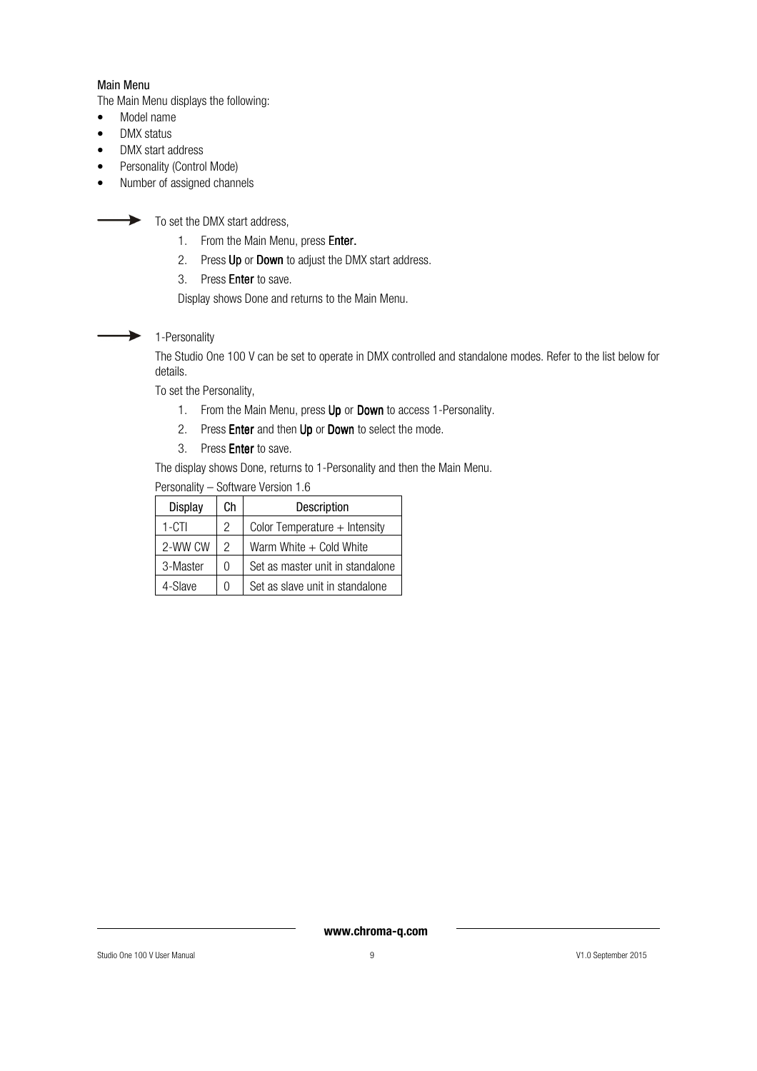### Main Menu

The Main Menu displays the following:

- Model name
- DMX status
- DMX start address
- Personality (Control Mode)
- Number of assigned channels

→ To set the DMX start address,

1. From the Main Menu, press **Enter.**
2. Press **Up** or **Down** to adjust the DMX start address.
3. Press **Enter** to save.

Display shows Done and returns to the Main Menu.

→ 1-Personality

The Studio One 100 V can be set to operate in DMX controlled and standalone modes. Refer to the list below for details.

To set the Personality,

1. From the Main Menu, press **Up** or **Down** to access 1-Personality.
2. Press **Enter** and then **Up** or **Down** to select the mode.
3. Press **Enter** to save.

The display shows Done, returns to 1-Personality and then the Main Menu.

Personality – Software Version 1.6

| Display | Ch | Description |
|---|---|---|
| 1-CTI | 2 | Color Temperature + Intensity |
| 2-WW CW | 2 | Warm White + Cold White |
| 3-Master | 0 | Set as master unit in standalone |
| 4-Slave | 0 | Set as slave unit in standalone |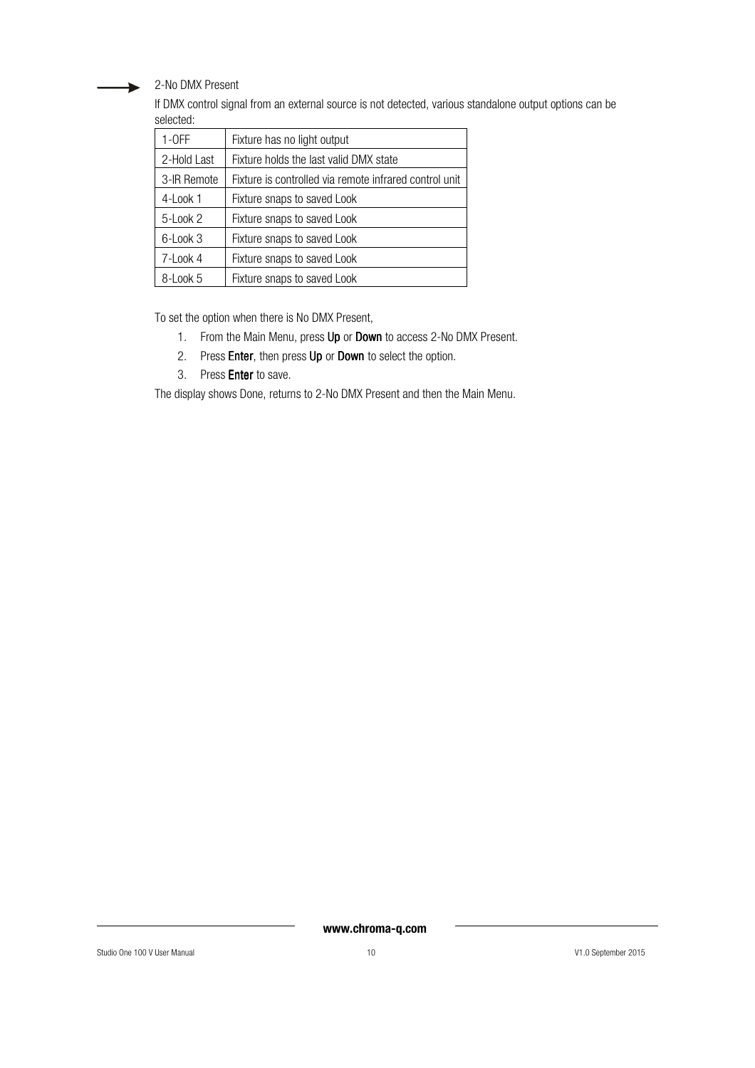→ 2-No DMX Present

If DMX control signal from an external source is not detected, various standalone output options can be selected:

| 1-OFF | Fixture has no light output |
|---|---|
| 2-Hold Last | Fixture holds the last valid DMX state |
| 3-IR Remote | Fixture is controlled via remote infrared control unit |
| 4-Look 1 | Fixture snaps to saved Look |
| 5-Look 2 | Fixture snaps to saved Look |
| 6-Look 3 | Fixture snaps to saved Look |
| 7-Look 4 | Fixture snaps to saved Look |
| 8-Look 5 | Fixture snaps to saved Look |

To set the option when there is No DMX Present,

1. From the Main Menu, press **Up** or **Down** to access 2-No DMX Present.
2. Press **Enter**, then press **Up** or **Down** to select the option.
3. Press **Enter** to save.

The display shows Done, returns to 2-No DMX Present and then the Main Menu.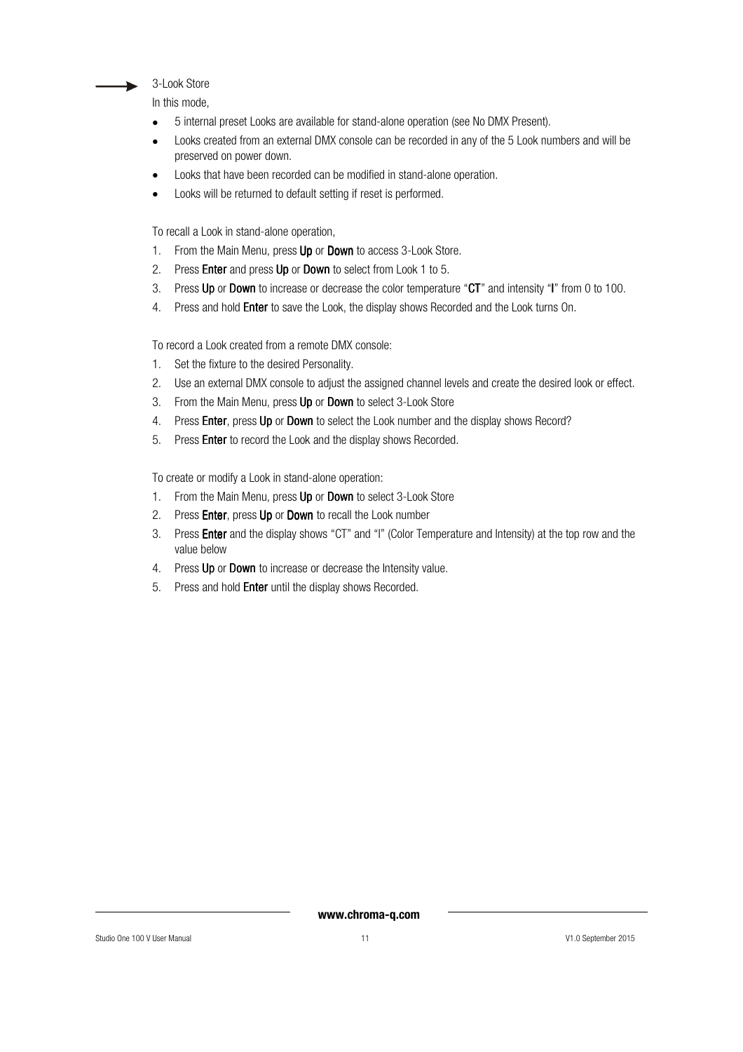### 3-Look Store

In this mode,

- 5 internal preset Looks are available for stand-alone operation (see No DMX Present).
- Looks created from an external DMX console can be recorded in any of the 5 Look numbers and will be preserved on power down.
- Looks that have been recorded can be modified in stand-alone operation.
- Looks will be returned to default setting if reset is performed.

To recall a Look in stand-alone operation,

1. From the Main Menu, press **Up** or **Down** to access 3-Look Store.
2. Press **Enter** and press **Up** or **Down** to select from Look 1 to 5.
3. Press **Up** or **Down** to increase or decrease the color temperature "**CT**" and intensity "**I**" from 0 to 100.
4. Press and hold **Enter** to save the Look, the display shows Recorded and the Look turns On.

To record a Look created from a remote DMX console:

1. Set the fixture to the desired Personality.
2. Use an external DMX console to adjust the assigned channel levels and create the desired look or effect.
3. From the Main Menu, press **Up** or **Down** to select 3-Look Store
4. Press **Enter**, press **Up** or **Down** to select the Look number and the display shows Record?
5. Press **Enter** to record the Look and the display shows Recorded.

To create or modify a Look in stand-alone operation:

1. From the Main Menu, press **Up** or **Down** to select 3-Look Store
2. Press **Enter**, press **Up** or **Down** to recall the Look number
3. Press **Enter** and the display shows "CT" and "I" (Color Temperature and Intensity) at the top row and the value below
4. Press **Up** or **Down** to increase or decrease the Intensity value.
5. Press and hold **Enter** until the display shows Recorded.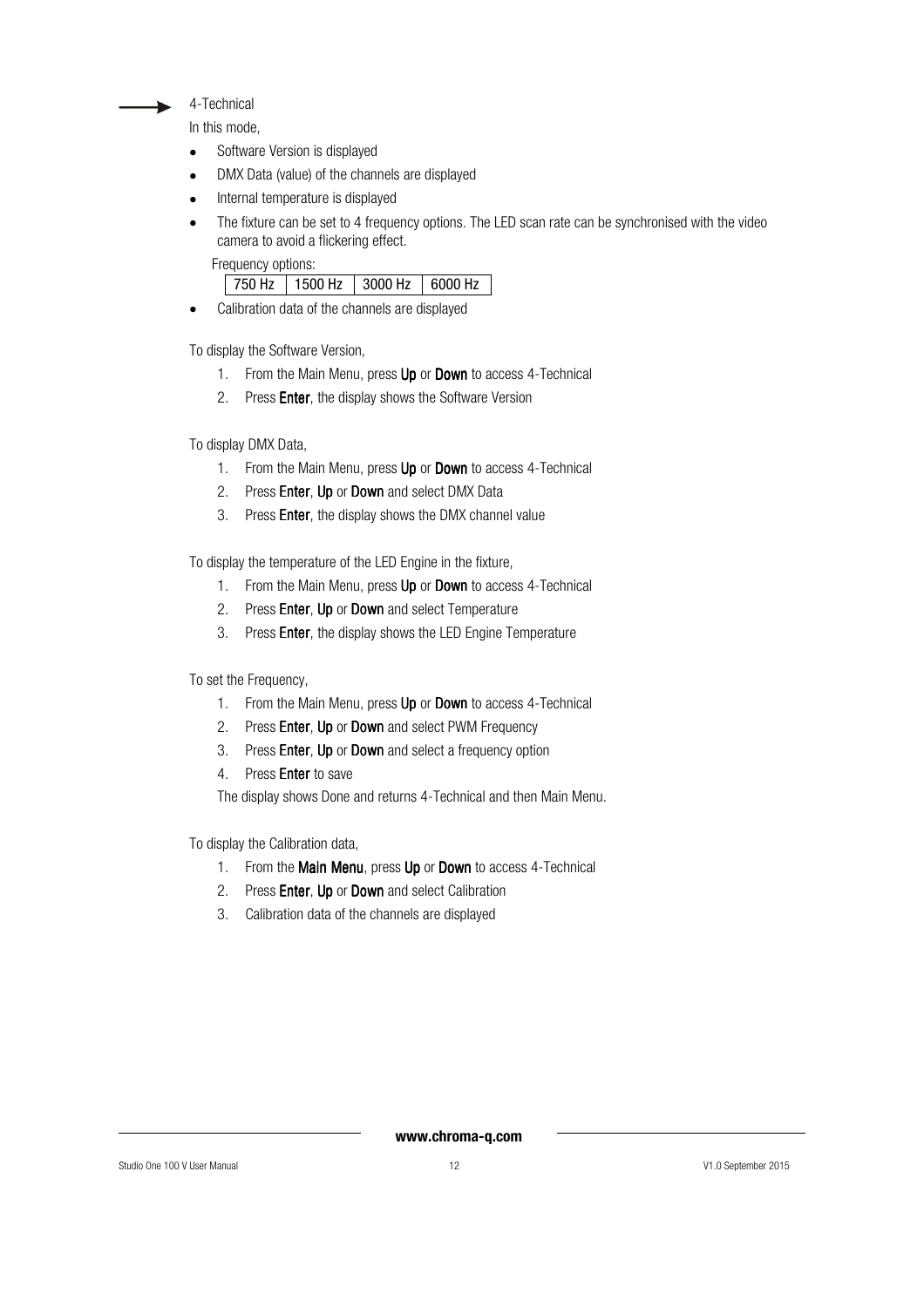### 4-Technical

In this mode,

- Software Version is displayed
- DMX Data (value) of the channels are displayed
- Internal temperature is displayed
- The fixture can be set to 4 frequency options. The LED scan rate can be synchronised with the video camera to avoid a flickering effect.

  Frequency options:

  | 750 Hz | 1500 Hz | 3000 Hz | 6000 Hz |
  |---|---|---|---|

- Calibration data of the channels are displayed

To display the Software Version,

1. From the Main Menu, press **Up** or **Down** to access 4-Technical
2. Press **Enter**, the display shows the Software Version

To display DMX Data,

1. From the Main Menu, press **Up** or **Down** to access 4-Technical
2. Press **Enter**, **Up** or **Down** and select DMX Data
3. Press **Enter**, the display shows the DMX channel value

To display the temperature of the LED Engine in the fixture,

1. From the Main Menu, press **Up** or **Down** to access 4-Technical
2. Press **Enter**, **Up** or **Down** and select Temperature
3. Press **Enter**, the display shows the LED Engine Temperature

To set the Frequency,

1. From the Main Menu, press **Up** or **Down** to access 4-Technical
2. Press **Enter**, **Up** or **Down** and select PWM Frequency
3. Press **Enter**, **Up** or **Down** and select a frequency option
4. Press **Enter** to save

The display shows Done and returns 4-Technical and then Main Menu.

To display the Calibration data,

1. From the **Main Menu**, press **Up** or **Down** to access 4-Technical
2. Press **Enter**, **Up** or **Down** and select Calibration
3. Calibration data of the channels are displayed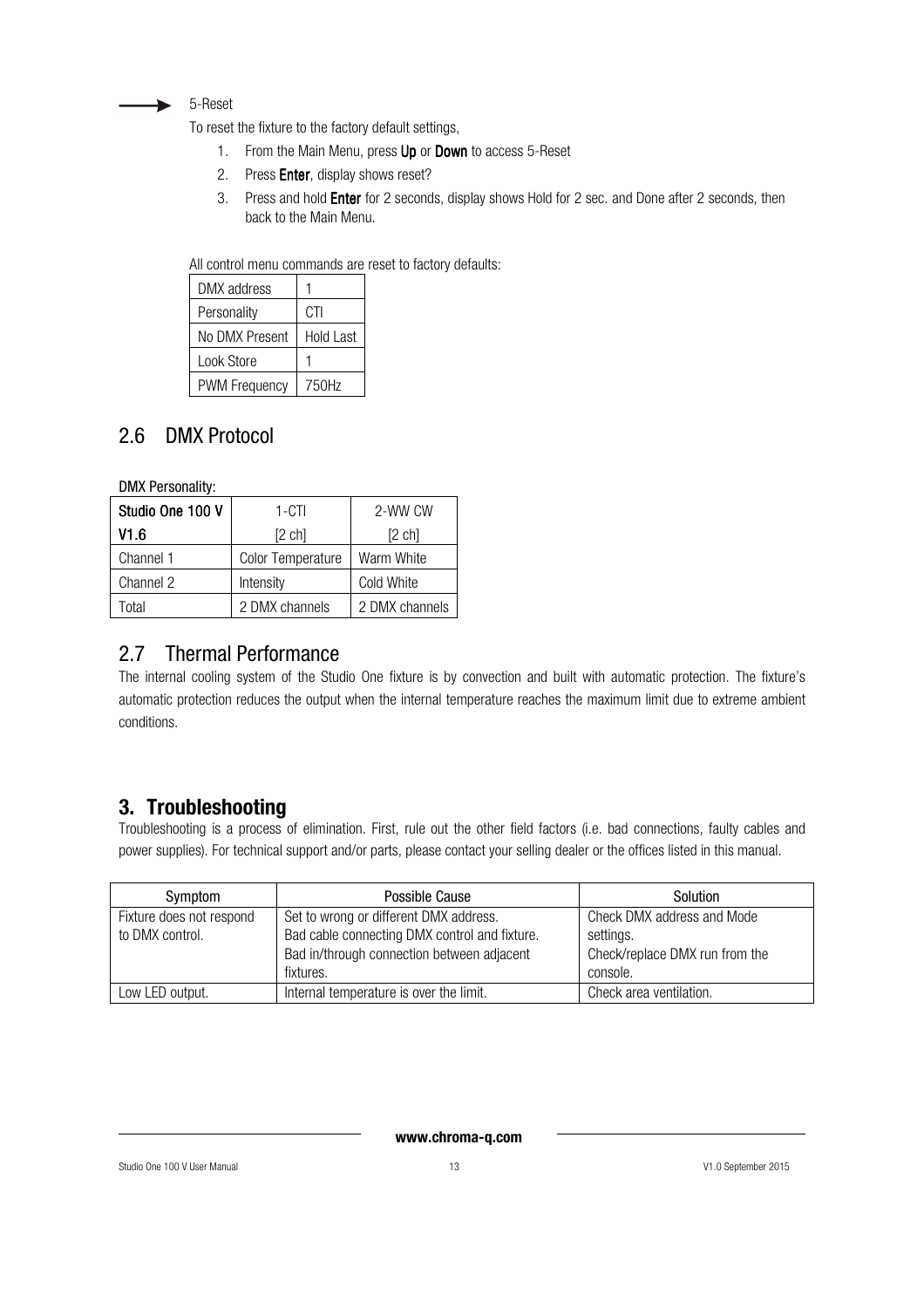→ 5-Reset

To reset the fixture to the factory default settings,

1. From the Main Menu, press **Up** or **Down** to access 5-Reset
2. Press **Enter**, display shows reset?
3. Press and hold **Enter** for 2 seconds, display shows Hold for 2 sec. and Done after 2 seconds, then back to the Main Menu.

All control menu commands are reset to factory defaults:

| DMX address | 1 |
|---|---|
| Personality | CTI |
| No DMX Present | Hold Last |
| Look Store | 1 |
| PWM Frequency | 750Hz |

## 2.6 DMX Protocol

DMX Personality:

| Studio One 100 V V1.6 | 1-CTI [2 ch] | 2-WW CW [2 ch] |
|---|---|---|
| Channel 1 | Color Temperature | Warm White |
| Channel 2 | Intensity | Cold White |
| Total | 2 DMX channels | 2 DMX channels |

## 2.7 Thermal Performance

The internal cooling system of the Studio One fixture is by convection and built with automatic protection. The fixture's automatic protection reduces the output when the internal temperature reaches the maximum limit due to extreme ambient conditions.

# 3. Troubleshooting

Troubleshooting is a process of elimination. First, rule out the other field factors (i.e. bad connections, faulty cables and power supplies). For technical support and/or parts, please contact your selling dealer or the offices listed in this manual.

| Symptom | Possible Cause | Solution |
|---|---|---|
| Fixture does not respond to DMX control. | Set to wrong or different DMX address. Bad cable connecting DMX control and fixture. Bad in/through connection between adjacent fixtures. | Check DMX address and Mode settings. Check/replace DMX run from the console. |
| Low LED output. | Internal temperature is over the limit. | Check area ventilation. |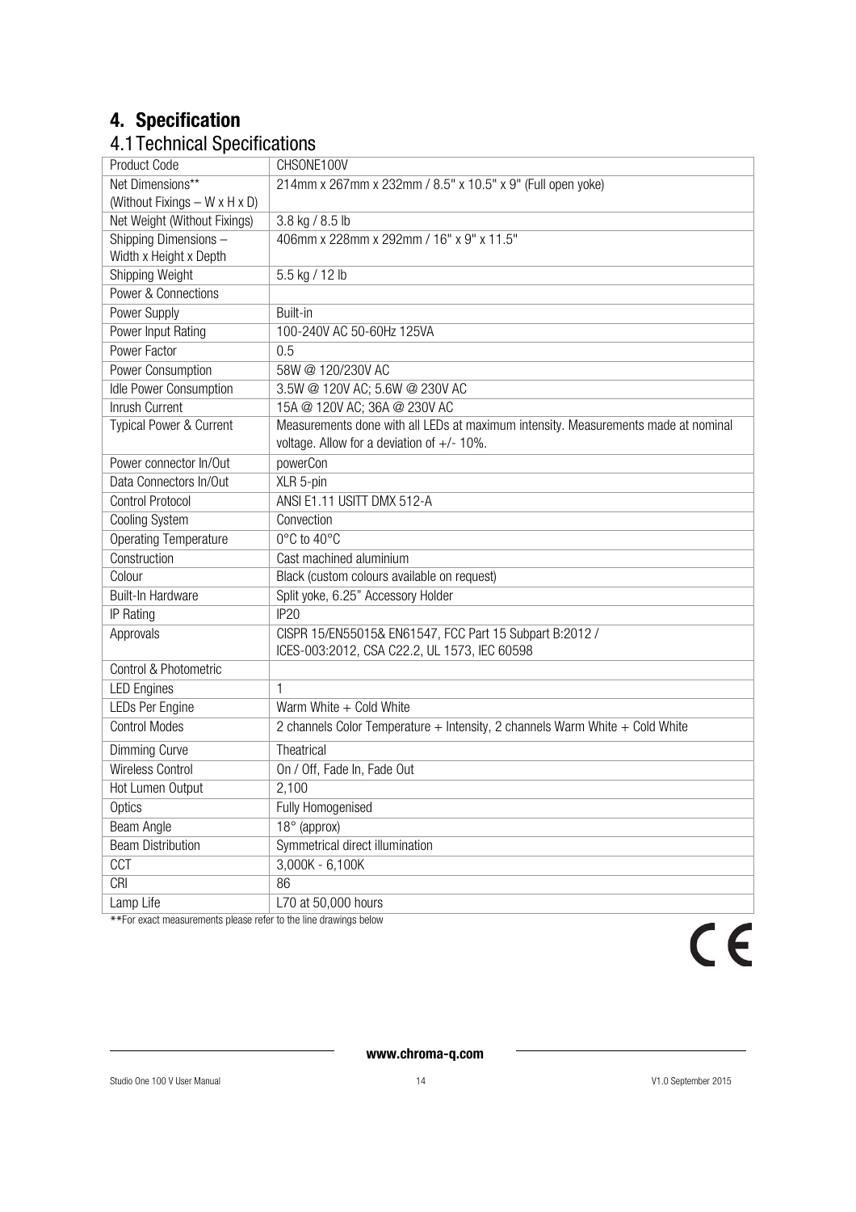# 4. Specification

## 4.1 Technical Specifications

| Product Code | CHSONE100V |
|---|---|
| Net Dimensions** (Without Fixings – W x H x D) | 214mm x 267mm x 232mm / 8.5" x 10.5" x 9" (Full open yoke) |
| Net Weight (Without Fixings) | 3.8 kg / 8.5 lb |
| Shipping Dimensions – Width x Height x Depth | 406mm x 228mm x 292mm / 16" x 9" x 11.5" |
| Shipping Weight | 5.5 kg / 12 lb |
| Power & Connections | |
| Power Supply | Built-in |
| Power Input Rating | 100-240V AC 50-60Hz 125VA |
| Power Factor | 0.5 |
| Power Consumption | 58W @ 120/230V AC |
| Idle Power Consumption | 3.5W @ 120V AC; 5.6W @ 230V AC |
| Inrush Current | 15A @ 120V AC; 36A @ 230V AC |
| Typical Power & Current | Measurements done with all LEDs at maximum intensity. Measurements made at nominal voltage. Allow for a deviation of +/- 10%. |
| Power connector In/Out | powerCon |
| Data Connectors In/Out | XLR 5-pin |
| Control Protocol | ANSI E1.11 USITT DMX 512-A |
| Cooling System | Convection |
| Operating Temperature | 0°C to 40°C |
| Construction | Cast machined aluminium |
| Colour | Black (custom colours available on request) |
| Built-In Hardware | Split yoke, 6.25" Accessory Holder |
| IP Rating | IP20 |
| Approvals | CISPR 15/EN55015& EN61547, FCC Part 15 Subpart B:2012 / ICES-003:2012, CSA C22.2, UL 1573, IEC 60598 |
| Control & Photometric | |
| LED Engines | 1 |
| LEDs Per Engine | Warm White + Cold White |
| Control Modes | 2 channels Color Temperature + Intensity, 2 channels Warm White + Cold White |
| Dimming Curve | Theatrical |
| Wireless Control | On / Off, Fade In, Fade Out |
| Hot Lumen Output | 2,100 |
| Optics | Fully Homogenised |
| Beam Angle | 18° (approx) |
| Beam Distribution | Symmetrical direct illumination |
| CCT | 3,000K - 6,100K |
| CRI | 86 |
| Lamp Life | L70 at 50,000 hours |

**For exact measurements please refer to the line drawings below

CE

www.chroma-q.com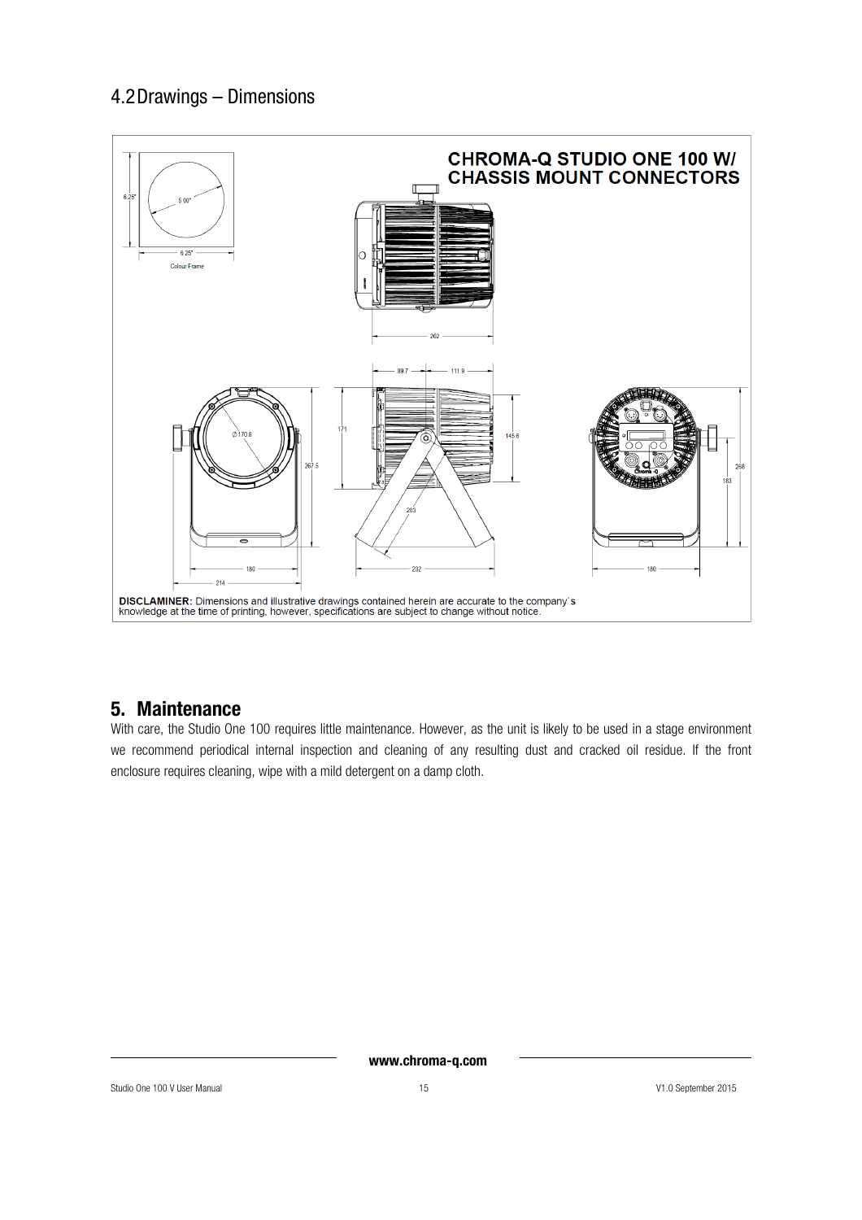## 4.2 Drawings – Dimensions

**CHROMA-Q STUDIO ONE 100 W/ CHASSIS MOUNT CONNECTORS**

6.25"
5.00"
6.25"
Colour Frame

262

89.7
111.9
Ø170.8
171
145.6
267.5
203
180
214
232
268
183
180

**DISCLAMINER:** Dimensions and illustrative drawings contained herein are accurate to the company`s knowledge at the time of printing, however, specifications are subject to change without notice.

# 5. Maintenance

With care, the Studio One 100 requires little maintenance. However, as the unit is likely to be used in a stage environment we recommend periodical internal inspection and cleaning of any resulting dust and cracked oil residue. If the front enclosure requires cleaning, wipe with a mild detergent on a damp cloth.